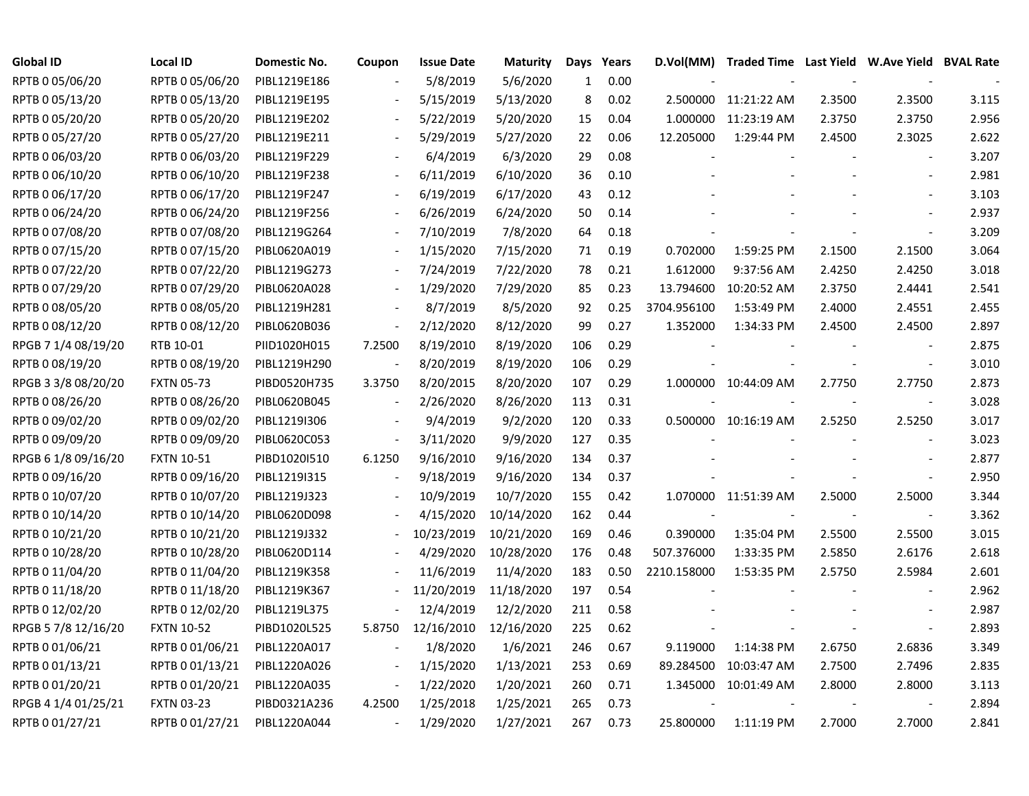| Global ID | Local ID | Domestic No. | Coupon | Issue Date | Maturity | Days | Years | D.Vol(MM) | Traded Time | Last Yield | W.Ave Yield | BVAL Rate |
|---|---|---|---|---|---|---|---|---|---|---|---|---|
| RPTB 0 05/06/20 | RPTB 0 05/06/20 | PIBL1219E186 | - | 5/8/2019 | 5/6/2020 | 1 | 0.00 | - | - | - | - | - |
| RPTB 0 05/13/20 | RPTB 0 05/13/20 | PIBL1219E195 | - | 5/15/2019 | 5/13/2020 | 8 | 0.02 | 2.500000 | 11:21:22 AM | 2.3500 | 2.3500 | 3.115 |
| RPTB 0 05/20/20 | RPTB 0 05/20/20 | PIBL1219E202 | - | 5/22/2019 | 5/20/2020 | 15 | 0.04 | 1.000000 | 11:23:19 AM | 2.3750 | 2.3750 | 2.956 |
| RPTB 0 05/27/20 | RPTB 0 05/27/20 | PIBL1219E211 | - | 5/29/2019 | 5/27/2020 | 22 | 0.06 | 12.205000 | 1:29:44 PM | 2.4500 | 2.3025 | 2.622 |
| RPTB 0 06/03/20 | RPTB 0 06/03/20 | PIBL1219F229 | - | 6/4/2019 | 6/3/2020 | 29 | 0.08 | - | - | - | - | 3.207 |
| RPTB 0 06/10/20 | RPTB 0 06/10/20 | PIBL1219F238 | - | 6/11/2019 | 6/10/2020 | 36 | 0.10 | - | - | - | - | 2.981 |
| RPTB 0 06/17/20 | RPTB 0 06/17/20 | PIBL1219F247 | - | 6/19/2019 | 6/17/2020 | 43 | 0.12 | - | - | - | - | 3.103 |
| RPTB 0 06/24/20 | RPTB 0 06/24/20 | PIBL1219F256 | - | 6/26/2019 | 6/24/2020 | 50 | 0.14 | - | - | - | - | 2.937 |
| RPTB 0 07/08/20 | RPTB 0 07/08/20 | PIBL1219G264 | - | 7/10/2019 | 7/8/2020 | 64 | 0.18 | - | - | - | - | 3.209 |
| RPTB 0 07/15/20 | RPTB 0 07/15/20 | PIBL0620A019 | - | 1/15/2020 | 7/15/2020 | 71 | 0.19 | 0.702000 | 1:59:25 PM | 2.1500 | 2.1500 | 3.064 |
| RPTB 0 07/22/20 | RPTB 0 07/22/20 | PIBL1219G273 | - | 7/24/2019 | 7/22/2020 | 78 | 0.21 | 1.612000 | 9:37:56 AM | 2.4250 | 2.4250 | 3.018 |
| RPTB 0 07/29/20 | RPTB 0 07/29/20 | PIBL0620A028 | - | 1/29/2020 | 7/29/2020 | 85 | 0.23 | 13.794600 | 10:20:52 AM | 2.3750 | 2.4441 | 2.541 |
| RPTB 0 08/05/20 | RPTB 0 08/05/20 | PIBL1219H281 | - | 8/7/2019 | 8/5/2020 | 92 | 0.25 | 3704.956100 | 1:53:49 PM | 2.4000 | 2.4551 | 2.455 |
| RPTB 0 08/12/20 | RPTB 0 08/12/20 | PIBL0620B036 | - | 2/12/2020 | 8/12/2020 | 99 | 0.27 | 1.352000 | 1:34:33 PM | 2.4500 | 2.4500 | 2.897 |
| RPGB 7 1/4 08/19/20 | RTB 10-01 | PIID1020H015 | 7.2500 | 8/19/2010 | 8/19/2020 | 106 | 0.29 | - | - | - | - | 2.875 |
| RPTB 0 08/19/20 | RPTB 0 08/19/20 | PIBL1219H290 | - | 8/20/2019 | 8/19/2020 | 106 | 0.29 | - | - | - | - | 3.010 |
| RPGB 3 3/8 08/20/20 | FXTN 05-73 | PIBD0520H735 | 3.3750 | 8/20/2015 | 8/20/2020 | 107 | 0.29 | 1.000000 | 10:44:09 AM | 2.7750 | 2.7750 | 2.873 |
| RPTB 0 08/26/20 | RPTB 0 08/26/20 | PIBL0620B045 | - | 2/26/2020 | 8/26/2020 | 113 | 0.31 | - | - | - | - | 3.028 |
| RPTB 0 09/02/20 | RPTB 0 09/02/20 | PIBL1219I306 | - | 9/4/2019 | 9/2/2020 | 120 | 0.33 | 0.500000 | 10:16:19 AM | 2.5250 | 2.5250 | 3.017 |
| RPTB 0 09/09/20 | RPTB 0 09/09/20 | PIBL0620C053 | - | 3/11/2020 | 9/9/2020 | 127 | 0.35 | - | - | - | - | 3.023 |
| RPGB 6 1/8 09/16/20 | FXTN 10-51 | PIBD1020I510 | 6.1250 | 9/16/2010 | 9/16/2020 | 134 | 0.37 | - | - | - | - | 2.877 |
| RPTB 0 09/16/20 | RPTB 0 09/16/20 | PIBL1219I315 | - | 9/18/2019 | 9/16/2020 | 134 | 0.37 | - | - | - | - | 2.950 |
| RPTB 0 10/07/20 | RPTB 0 10/07/20 | PIBL1219J323 | - | 10/9/2019 | 10/7/2020 | 155 | 0.42 | 1.070000 | 11:51:39 AM | 2.5000 | 2.5000 | 3.344 |
| RPTB 0 10/14/20 | RPTB 0 10/14/20 | PIBL0620D098 | - | 4/15/2020 | 10/14/2020 | 162 | 0.44 | - | - | - | - | 3.362 |
| RPTB 0 10/21/20 | RPTB 0 10/21/20 | PIBL1219J332 | - | 10/23/2019 | 10/21/2020 | 169 | 0.46 | 0.390000 | 1:35:04 PM | 2.5500 | 2.5500 | 3.015 |
| RPTB 0 10/28/20 | RPTB 0 10/28/20 | PIBL0620D114 | - | 4/29/2020 | 10/28/2020 | 176 | 0.48 | 507.376000 | 1:33:35 PM | 2.5850 | 2.6176 | 2.618 |
| RPTB 0 11/04/20 | RPTB 0 11/04/20 | PIBL1219K358 | - | 11/6/2019 | 11/4/2020 | 183 | 0.50 | 2210.158000 | 1:53:35 PM | 2.5750 | 2.5984 | 2.601 |
| RPTB 0 11/18/20 | RPTB 0 11/18/20 | PIBL1219K367 | - | 11/20/2019 | 11/18/2020 | 197 | 0.54 | - | - | - | - | 2.962 |
| RPTB 0 12/02/20 | RPTB 0 12/02/20 | PIBL1219L375 | - | 12/4/2019 | 12/2/2020 | 211 | 0.58 | - | - | - | - | 2.987 |
| RPGB 5 7/8 12/16/20 | FXTN 10-52 | PIBD1020L525 | 5.8750 | 12/16/2010 | 12/16/2020 | 225 | 0.62 | - | - | - | - | 2.893 |
| RPTB 0 01/06/21 | RPTB 0 01/06/21 | PIBL1220A017 | - | 1/8/2020 | 1/6/2021 | 246 | 0.67 | 9.119000 | 1:14:38 PM | 2.6750 | 2.6836 | 3.349 |
| RPTB 0 01/13/21 | RPTB 0 01/13/21 | PIBL1220A026 | - | 1/15/2020 | 1/13/2021 | 253 | 0.69 | 89.284500 | 10:03:47 AM | 2.7500 | 2.7496 | 2.835 |
| RPTB 0 01/20/21 | RPTB 0 01/20/21 | PIBL1220A035 | - | 1/22/2020 | 1/20/2021 | 260 | 0.71 | 1.345000 | 10:01:49 AM | 2.8000 | 2.8000 | 3.113 |
| RPGB 4 1/4 01/25/21 | FXTN 03-23 | PIBD0321A236 | 4.2500 | 1/25/2018 | 1/25/2021 | 265 | 0.73 | - | - | - | - | 2.894 |
| RPTB 0 01/27/21 | RPTB 0 01/27/21 | PIBL1220A044 | - | 1/29/2020 | 1/27/2021 | 267 | 0.73 | 25.800000 | 1:11:19 PM | 2.7000 | 2.7000 | 2.841 |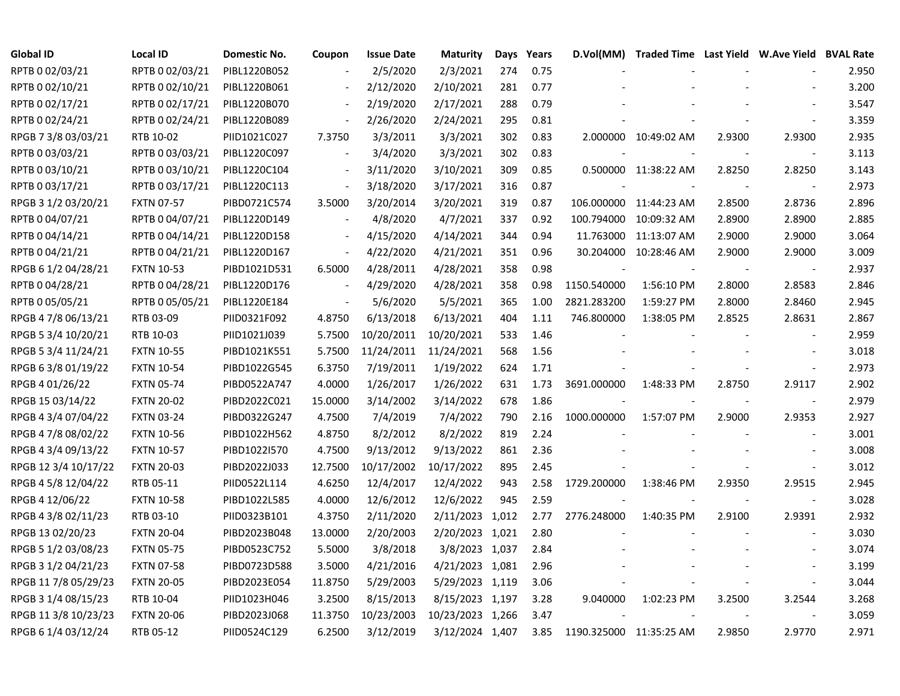| Global ID | Local ID | Domestic No. | Coupon | Issue Date | Maturity | Days | Years | D.Vol(MM) | Traded Time | Last Yield | W.Ave Yield | BVAL Rate |
|---|---|---|---|---|---|---|---|---|---|---|---|---|
| RPTB 0 02/03/21 | RPTB 0 02/03/21 | PIBL1220B052 | - | 2/5/2020 | 2/3/2021 | 274 | 0.75 | - | - | - | - | 2.950 |
| RPTB 0 02/10/21 | RPTB 0 02/10/21 | PIBL1220B061 | - | 2/12/2020 | 2/10/2021 | 281 | 0.77 | - | - | - | - | 3.200 |
| RPTB 0 02/17/21 | RPTB 0 02/17/21 | PIBL1220B070 | - | 2/19/2020 | 2/17/2021 | 288 | 0.79 | - | - | - | - | 3.547 |
| RPTB 0 02/24/21 | RPTB 0 02/24/21 | PIBL1220B089 | - | 2/26/2020 | 2/24/2021 | 295 | 0.81 | - | - | - | - | 3.359 |
| RPGB 7 3/8 03/03/21 | RTB 10-02 | PIID1021C027 | 7.3750 | 3/3/2011 | 3/3/2021 | 302 | 0.83 | 2.000000 | 10:49:02 AM | 2.9300 | 2.9300 | 2.935 |
| RPTB 0 03/03/21 | RPTB 0 03/03/21 | PIBL1220C097 | - | 3/4/2020 | 3/3/2021 | 302 | 0.83 | - | - | - | - | 3.113 |
| RPTB 0 03/10/21 | RPTB 0 03/10/21 | PIBL1220C104 | - | 3/11/2020 | 3/10/2021 | 309 | 0.85 | 0.500000 | 11:38:22 AM | 2.8250 | 2.8250 | 3.143 |
| RPTB 0 03/17/21 | RPTB 0 03/17/21 | PIBL1220C113 | - | 3/18/2020 | 3/17/2021 | 316 | 0.87 | - | - | - | - | 2.973 |
| RPGB 3 1/2 03/20/21 | FXTN 07-57 | PIBD0721C574 | 3.5000 | 3/20/2014 | 3/20/2021 | 319 | 0.87 | 106.000000 | 11:44:23 AM | 2.8500 | 2.8736 | 2.896 |
| RPTB 0 04/07/21 | RPTB 0 04/07/21 | PIBL1220D149 | - | 4/8/2020 | 4/7/2021 | 337 | 0.92 | 100.794000 | 10:09:32 AM | 2.8900 | 2.8900 | 2.885 |
| RPTB 0 04/14/21 | RPTB 0 04/14/21 | PIBL1220D158 | - | 4/15/2020 | 4/14/2021 | 344 | 0.94 | 11.763000 | 11:13:07 AM | 2.9000 | 2.9000 | 3.064 |
| RPTB 0 04/21/21 | RPTB 0 04/21/21 | PIBL1220D167 | - | 4/22/2020 | 4/21/2021 | 351 | 0.96 | 30.204000 | 10:28:46 AM | 2.9000 | 2.9000 | 3.009 |
| RPGB 6 1/2 04/28/21 | FXTN 10-53 | PIBD1021D531 | 6.5000 | 4/28/2011 | 4/28/2021 | 358 | 0.98 | - | - | - | - | 2.937 |
| RPTB 0 04/28/21 | RPTB 0 04/28/21 | PIBL1220D176 | - | 4/29/2020 | 4/28/2021 | 358 | 0.98 | 1150.540000 | 1:56:10 PM | 2.8000 | 2.8583 | 2.846 |
| RPTB 0 05/05/21 | RPTB 0 05/05/21 | PIBL1220E184 | - | 5/6/2020 | 5/5/2021 | 365 | 1.00 | 2821.283200 | 1:59:27 PM | 2.8000 | 2.8460 | 2.945 |
| RPGB 4 7/8 06/13/21 | RTB 03-09 | PIID0321F092 | 4.8750 | 6/13/2018 | 6/13/2021 | 404 | 1.11 | 746.800000 | 1:38:05 PM | 2.8525 | 2.8631 | 2.867 |
| RPGB 5 3/4 10/20/21 | RTB 10-03 | PIID1021J039 | 5.7500 | 10/20/2011 | 10/20/2021 | 533 | 1.46 | - | - | - | - | 2.959 |
| RPGB 5 3/4 11/24/21 | FXTN 10-55 | PIBD1021K551 | 5.7500 | 11/24/2011 | 11/24/2021 | 568 | 1.56 | - | - | - | - | 3.018 |
| RPGB 6 3/8 01/19/22 | FXTN 10-54 | PIBD1022G545 | 6.3750 | 7/19/2011 | 1/19/2022 | 624 | 1.71 | - | - | - | - | 2.973 |
| RPGB 4 01/26/22 | FXTN 05-74 | PIBD0522A747 | 4.0000 | 1/26/2017 | 1/26/2022 | 631 | 1.73 | 3691.000000 | 1:48:33 PM | 2.8750 | 2.9117 | 2.902 |
| RPGB 15 03/14/22 | FXTN 20-02 | PIBD2022C021 | 15.0000 | 3/14/2002 | 3/14/2022 | 678 | 1.86 | - | - | - | - | 2.979 |
| RPGB 4 3/4 07/04/22 | FXTN 03-24 | PIBD0322G247 | 4.7500 | 7/4/2019 | 7/4/2022 | 790 | 2.16 | 1000.000000 | 1:57:07 PM | 2.9000 | 2.9353 | 2.927 |
| RPGB 4 7/8 08/02/22 | FXTN 10-56 | PIBD1022H562 | 4.8750 | 8/2/2012 | 8/2/2022 | 819 | 2.24 | - | - | - | - | 3.001 |
| RPGB 4 3/4 09/13/22 | FXTN 10-57 | PIBD1022I570 | 4.7500 | 9/13/2012 | 9/13/2022 | 861 | 2.36 | - | - | - | - | 3.008 |
| RPGB 12 3/4 10/17/22 | FXTN 20-03 | PIBD2022J033 | 12.7500 | 10/17/2002 | 10/17/2022 | 895 | 2.45 | - | - | - | - | 3.012 |
| RPGB 4 5/8 12/04/22 | RTB 05-11 | PIID0522L114 | 4.6250 | 12/4/2017 | 12/4/2022 | 943 | 2.58 | 1729.200000 | 1:38:46 PM | 2.9350 | 2.9515 | 2.945 |
| RPGB 4 12/06/22 | FXTN 10-58 | PIBD1022L585 | 4.0000 | 12/6/2012 | 12/6/2022 | 945 | 2.59 | - | - | - | - | 3.028 |
| RPGB 4 3/8 02/11/23 | RTB 03-10 | PIID0323B101 | 4.3750 | 2/11/2020 | 2/11/2023 | 1,012 | 2.77 | 2776.248000 | 1:40:35 PM | 2.9100 | 2.9391 | 2.932 |
| RPGB 13 02/20/23 | FXTN 20-04 | PIBD2023B048 | 13.0000 | 2/20/2003 | 2/20/2023 | 1,021 | 2.80 | - | - | - | - | 3.030 |
| RPGB 5 1/2 03/08/23 | FXTN 05-75 | PIBD0523C752 | 5.5000 | 3/8/2018 | 3/8/2023 | 1,037 | 2.84 | - | - | - | - | 3.074 |
| RPGB 3 1/2 04/21/23 | FXTN 07-58 | PIBD0723D588 | 3.5000 | 4/21/2016 | 4/21/2023 | 1,081 | 2.96 | - | - | - | - | 3.199 |
| RPGB 11 7/8 05/29/23 | FXTN 20-05 | PIBD2023E054 | 11.8750 | 5/29/2003 | 5/29/2023 | 1,119 | 3.06 | - | - | - | - | 3.044 |
| RPGB 3 1/4 08/15/23 | RTB 10-04 | PIID1023H046 | 3.2500 | 8/15/2013 | 8/15/2023 | 1,197 | 3.28 | 9.040000 | 1:02:23 PM | 3.2500 | 3.2544 | 3.268 |
| RPGB 11 3/8 10/23/23 | FXTN 20-06 | PIBD2023J068 | 11.3750 | 10/23/2003 | 10/23/2023 | 1,266 | 3.47 | - | - | - | - | 3.059 |
| RPGB 6 1/4 03/12/24 | RTB 05-12 | PIID0524C129 | 6.2500 | 3/12/2019 | 3/12/2024 | 1,407 | 3.85 | 1190.325000 | 11:35:25 AM | 2.9850 | 2.9770 | 2.971 |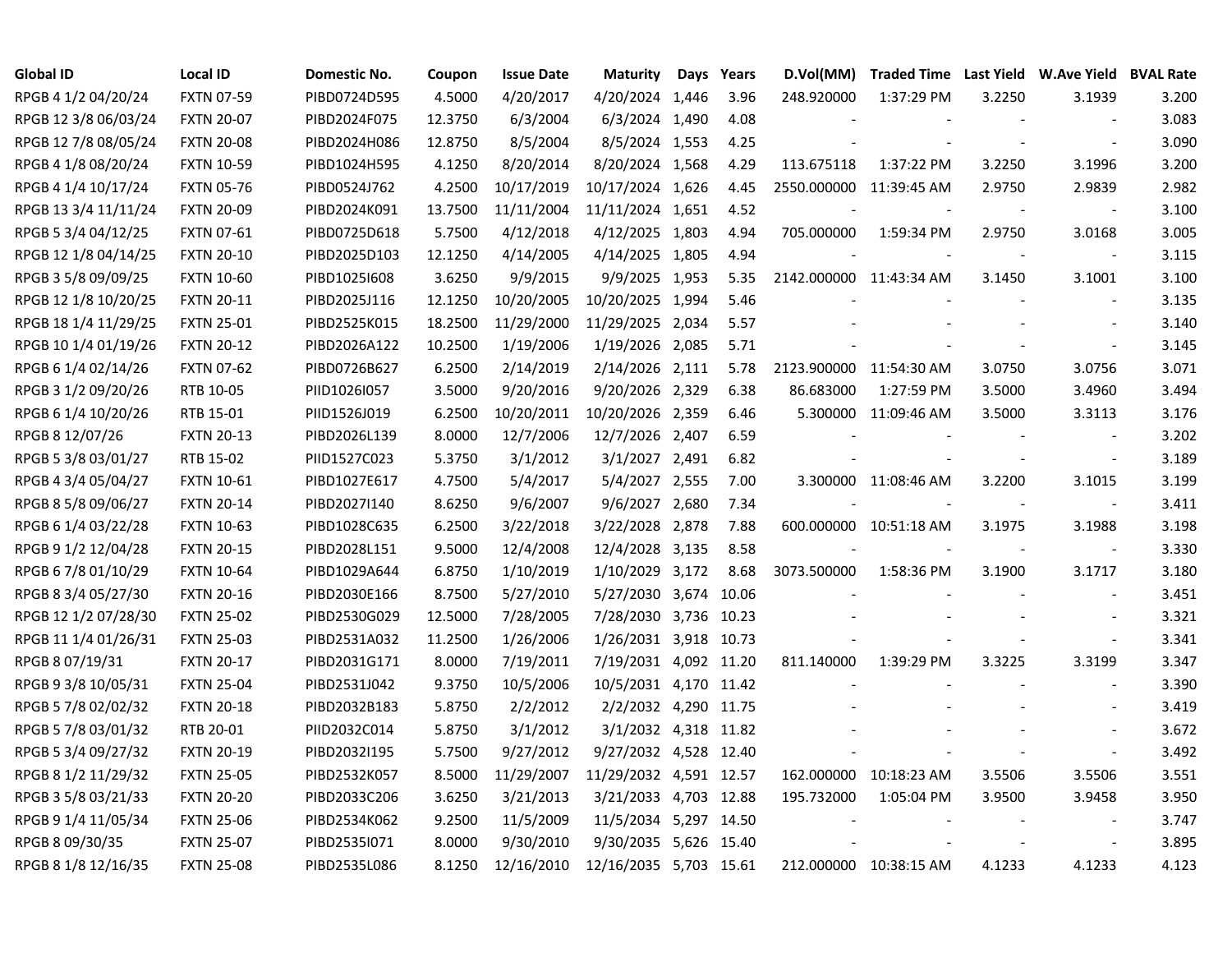| Global ID | Local ID | Domestic No. | Coupon | Issue Date | Maturity | Days | Years | D.Vol(MM) | Traded Time | Last Yield | W.Ave Yield | BVAL Rate |
|---|---|---|---|---|---|---|---|---|---|---|---|---|
| RPGB 4 1/2 04/20/24 | FXTN 07-59 | PIBD0724D595 | 4.5000 | 4/20/2017 | 4/20/2024 | 1,446 | 3.96 | 248.920000 | 1:37:29 PM | 3.2250 | 3.1939 | 3.200 |
| RPGB 12 3/8 06/03/24 | FXTN 20-07 | PIBD2024F075 | 12.3750 | 6/3/2004 | 6/3/2024 | 1,490 | 4.08 | - | - | - | - | 3.083 |
| RPGB 12 7/8 08/05/24 | FXTN 20-08 | PIBD2024H086 | 12.8750 | 8/5/2004 | 8/5/2024 | 1,553 | 4.25 | - | - | - | - | 3.090 |
| RPGB 4 1/8 08/20/24 | FXTN 10-59 | PIBD1024H595 | 4.1250 | 8/20/2014 | 8/20/2024 | 1,568 | 4.29 | 113.675118 | 1:37:22 PM | 3.2250 | 3.1996 | 3.200 |
| RPGB 4 1/4 10/17/24 | FXTN 05-76 | PIBD0524J762 | 4.2500 | 10/17/2019 | 10/17/2024 | 1,626 | 4.45 | 2550.000000 | 11:39:45 AM | 2.9750 | 2.9839 | 2.982 |
| RPGB 13 3/4 11/11/24 | FXTN 20-09 | PIBD2024K091 | 13.7500 | 11/11/2004 | 11/11/2024 | 1,651 | 4.52 | - | - | - | - | 3.100 |
| RPGB 5 3/4 04/12/25 | FXTN 07-61 | PIBD0725D618 | 5.7500 | 4/12/2018 | 4/12/2025 | 1,803 | 4.94 | 705.000000 | 1:59:34 PM | 2.9750 | 3.0168 | 3.005 |
| RPGB 12 1/8 04/14/25 | FXTN 20-10 | PIBD2025D103 | 12.1250 | 4/14/2005 | 4/14/2025 | 1,805 | 4.94 | - | - | - | - | 3.115 |
| RPGB 3 5/8 09/09/25 | FXTN 10-60 | PIBD1025I608 | 3.6250 | 9/9/2015 | 9/9/2025 | 1,953 | 5.35 | 2142.000000 | 11:43:34 AM | 3.1450 | 3.1001 | 3.100 |
| RPGB 12 1/8 10/20/25 | FXTN 20-11 | PIBD2025J116 | 12.1250 | 10/20/2005 | 10/20/2025 | 1,994 | 5.46 | - | - | - | - | 3.135 |
| RPGB 18 1/4 11/29/25 | FXTN 25-01 | PIBD2525K015 | 18.2500 | 11/29/2000 | 11/29/2025 | 2,034 | 5.57 | - | - | - | - | 3.140 |
| RPGB 10 1/4 01/19/26 | FXTN 20-12 | PIBD2026A122 | 10.2500 | 1/19/2006 | 1/19/2026 | 2,085 | 5.71 | - | - | - | - | 3.145 |
| RPGB 6 1/4 02/14/26 | FXTN 07-62 | PIBD0726B627 | 6.2500 | 2/14/2019 | 2/14/2026 | 2,111 | 5.78 | 2123.900000 | 11:54:30 AM | 3.0750 | 3.0756 | 3.071 |
| RPGB 3 1/2 09/20/26 | RTB 10-05 | PIID1026I057 | 3.5000 | 9/20/2016 | 9/20/2026 | 2,329 | 6.38 | 86.683000 | 1:27:59 PM | 3.5000 | 3.4960 | 3.494 |
| RPGB 6 1/4 10/20/26 | RTB 15-01 | PIID1526J019 | 6.2500 | 10/20/2011 | 10/20/2026 | 2,359 | 6.46 | 5.300000 | 11:09:46 AM | 3.5000 | 3.3113 | 3.176 |
| RPGB 8 12/07/26 | FXTN 20-13 | PIBD2026L139 | 8.0000 | 12/7/2006 | 12/7/2026 | 2,407 | 6.59 | - | - | - | - | 3.202 |
| RPGB 5 3/8 03/01/27 | RTB 15-02 | PIID1527C023 | 5.3750 | 3/1/2012 | 3/1/2027 | 2,491 | 6.82 | - | - | - | - | 3.189 |
| RPGB 4 3/4 05/04/27 | FXTN 10-61 | PIBD1027E617 | 4.7500 | 5/4/2017 | 5/4/2027 | 2,555 | 7.00 | 3.300000 | 11:08:46 AM | 3.2200 | 3.1015 | 3.199 |
| RPGB 8 5/8 09/06/27 | FXTN 20-14 | PIBD2027I140 | 8.6250 | 9/6/2007 | 9/6/2027 | 2,680 | 7.34 | - | - | - | - | 3.411 |
| RPGB 6 1/4 03/22/28 | FXTN 10-63 | PIBD1028C635 | 6.2500 | 3/22/2018 | 3/22/2028 | 2,878 | 7.88 | 600.000000 | 10:51:18 AM | 3.1975 | 3.1988 | 3.198 |
| RPGB 9 1/2 12/04/28 | FXTN 20-15 | PIBD2028L151 | 9.5000 | 12/4/2008 | 12/4/2028 | 3,135 | 8.58 | - | - | - | - | 3.330 |
| RPGB 6 7/8 01/10/29 | FXTN 10-64 | PIBD1029A644 | 6.8750 | 1/10/2019 | 1/10/2029 | 3,172 | 8.68 | 3073.500000 | 1:58:36 PM | 3.1900 | 3.1717 | 3.180 |
| RPGB 8 3/4 05/27/30 | FXTN 20-16 | PIBD2030E166 | 8.7500 | 5/27/2010 | 5/27/2030 | 3,674 | 10.06 | - | - | - | - | 3.451 |
| RPGB 12 1/2 07/28/30 | FXTN 25-02 | PIBD2530G029 | 12.5000 | 7/28/2005 | 7/28/2030 | 3,736 | 10.23 | - | - | - | - | 3.321 |
| RPGB 11 1/4 01/26/31 | FXTN 25-03 | PIBD2531A032 | 11.2500 | 1/26/2006 | 1/26/2031 | 3,918 | 10.73 | - | - | - | - | 3.341 |
| RPGB 8 07/19/31 | FXTN 20-17 | PIBD2031G171 | 8.0000 | 7/19/2011 | 7/19/2031 | 4,092 | 11.20 | 811.140000 | 1:39:29 PM | 3.3225 | 3.3199 | 3.347 |
| RPGB 9 3/8 10/05/31 | FXTN 25-04 | PIBD2531J042 | 9.3750 | 10/5/2006 | 10/5/2031 | 4,170 | 11.42 | - | - | - | - | 3.390 |
| RPGB 5 7/8 02/02/32 | FXTN 20-18 | PIBD2032B183 | 5.8750 | 2/2/2012 | 2/2/2032 | 4,290 | 11.75 | - | - | - | - | 3.419 |
| RPGB 5 7/8 03/01/32 | RTB 20-01 | PIID2032C014 | 5.8750 | 3/1/2012 | 3/1/2032 | 4,318 | 11.82 | - | - | - | - | 3.672 |
| RPGB 5 3/4 09/27/32 | FXTN 20-19 | PIBD2032I195 | 5.7500 | 9/27/2012 | 9/27/2032 | 4,528 | 12.40 | - | - | - | - | 3.492 |
| RPGB 8 1/2 11/29/32 | FXTN 25-05 | PIBD2532K057 | 8.5000 | 11/29/2007 | 11/29/2032 | 4,591 | 12.57 | 162.000000 | 10:18:23 AM | 3.5506 | 3.5506 | 3.551 |
| RPGB 3 5/8 03/21/33 | FXTN 20-20 | PIBD2033C206 | 3.6250 | 3/21/2013 | 3/21/2033 | 4,703 | 12.88 | 195.732000 | 1:05:04 PM | 3.9500 | 3.9458 | 3.950 |
| RPGB 9 1/4 11/05/34 | FXTN 25-06 | PIBD2534K062 | 9.2500 | 11/5/2009 | 11/5/2034 | 5,297 | 14.50 | - | - | - | - | 3.747 |
| RPGB 8 09/30/35 | FXTN 25-07 | PIBD2535I071 | 8.0000 | 9/30/2010 | 9/30/2035 | 5,626 | 15.40 | - | - | - | - | 3.895 |
| RPGB 8 1/8 12/16/35 | FXTN 25-08 | PIBD2535L086 | 8.1250 | 12/16/2010 | 12/16/2035 | 5,703 | 15.61 | 212.000000 | 10:38:15 AM | 4.1233 | 4.1233 | 4.123 |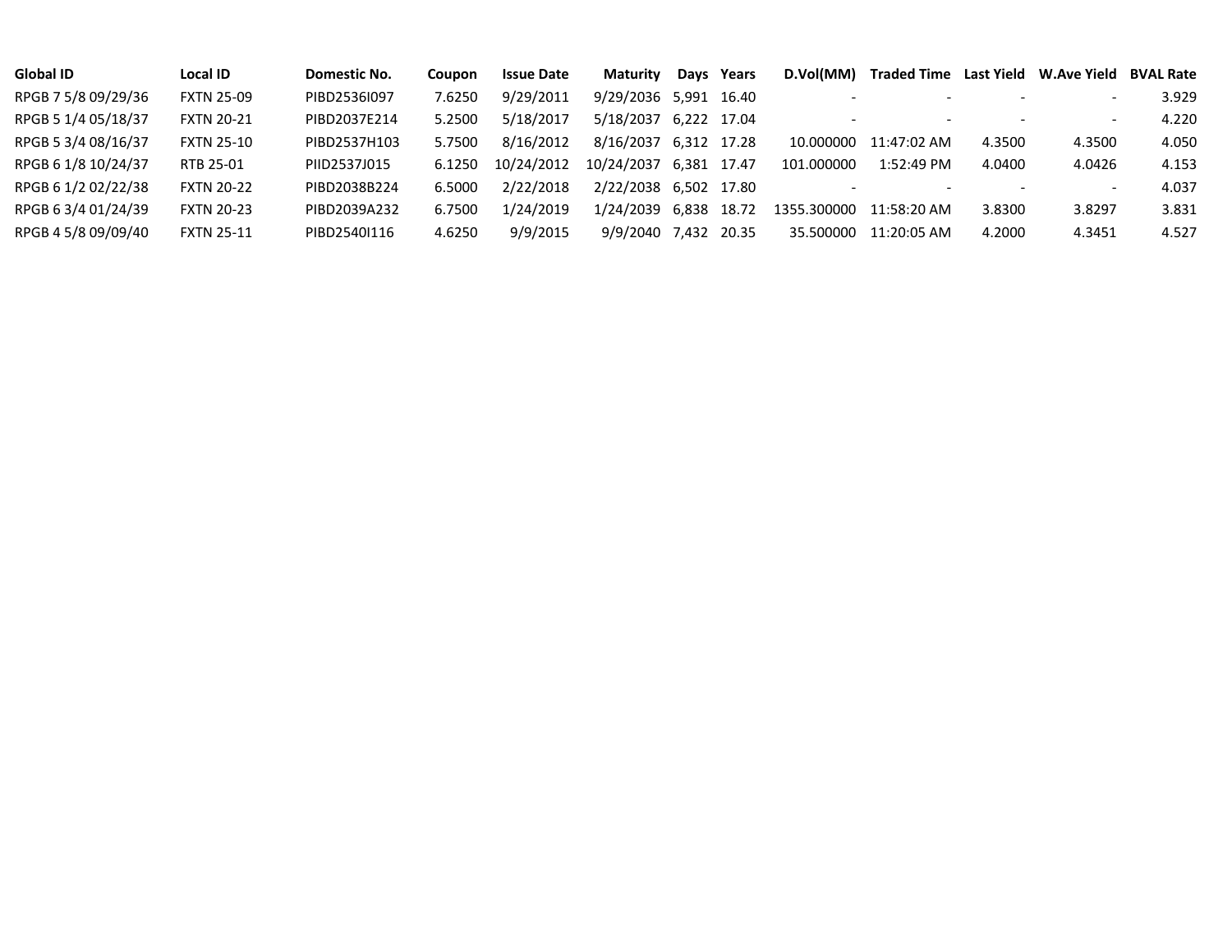| Global ID | Local ID | Domestic No. | Coupon | Issue Date | Maturity | Days | Years | D.Vol(MM) | Traded Time | Last Yield | W.Ave Yield | BVAL Rate |
|---|---|---|---|---|---|---|---|---|---|---|---|---|
| RPGB 7 5/8 09/29/36 | FXTN 25-09 | PIBD2536I097 | 7.6250 | 9/29/2011 | 9/29/2036 | 5,991 | 16.40 | - | - | - | - | 3.929 |
| RPGB 5 1/4 05/18/37 | FXTN 20-21 | PIBD2037E214 | 5.2500 | 5/18/2017 | 5/18/2037 | 6,222 | 17.04 | - | - | - | - | 4.220 |
| RPGB 5 3/4 08/16/37 | FXTN 25-10 | PIBD2537H103 | 5.7500 | 8/16/2012 | 8/16/2037 | 6,312 | 17.28 | 10.000000 | 11:47:02 AM | 4.3500 | 4.3500 | 4.050 |
| RPGB 6 1/8 10/24/37 | RTB 25-01 | PIID2537J015 | 6.1250 | 10/24/2012 | 10/24/2037 | 6,381 | 17.47 | 101.000000 | 1:52:49 PM | 4.0400 | 4.0426 | 4.153 |
| RPGB 6 1/2 02/22/38 | FXTN 20-22 | PIBD2038B224 | 6.5000 | 2/22/2018 | 2/22/2038 | 6,502 | 17.80 | - | - | - | - | 4.037 |
| RPGB 6 3/4 01/24/39 | FXTN 20-23 | PIBD2039A232 | 6.7500 | 1/24/2019 | 1/24/2039 | 6,838 | 18.72 | 1355.300000 | 11:58:20 AM | 3.8300 | 3.8297 | 3.831 |
| RPGB 4 5/8 09/09/40 | FXTN 25-11 | PIBD2540I116 | 4.6250 | 9/9/2015 | 9/9/2040 | 7,432 | 20.35 | 35.500000 | 11:20:05 AM | 4.2000 | 4.3451 | 4.527 |